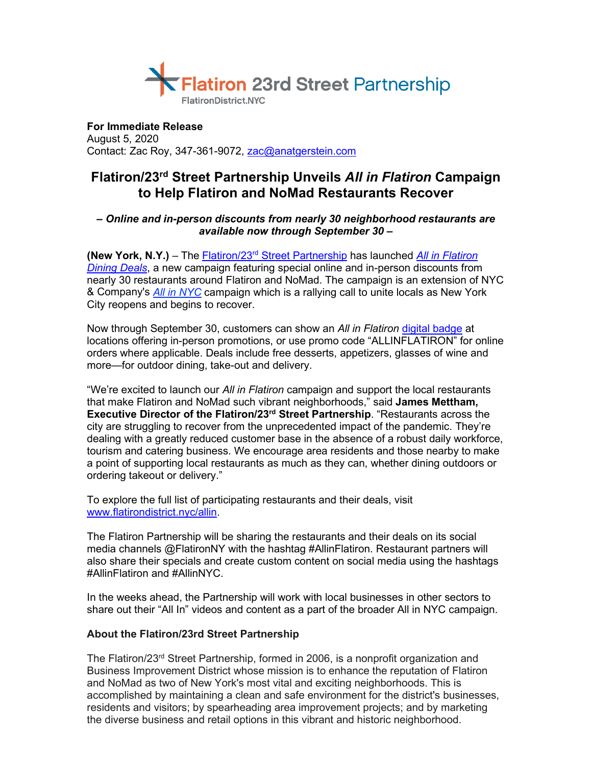Flatiron 23rd Street Partnership
FlatironDistrict.NYC

**For Immediate Release**
August 5, 2020
Contact: Zac Roy, 347-361-9072, zac@anatgerstein.com

# Flatiron/23rd Street Partnership Unveils *All in Flatiron* Campaign to Help Flatiron and NoMad Restaurants Recover

***– Online and in-person discounts from nearly 30 neighborhood restaurants are available now through September 30 –***

**(New York, N.Y.)** – The Flatiron/23rd Street Partnership has launched *All in Flatiron Dining Deals*, a new campaign featuring special online and in-person discounts from nearly 30 restaurants around Flatiron and NoMad. The campaign is an extension of NYC & Company's *All in NYC* campaign which is a rallying call to unite locals as New York City reopens and begins to recover.

Now through September 30, customers can show an *All in Flatiron* digital badge at locations offering in-person promotions, or use promo code "ALLINFLATIRON" for online orders where applicable. Deals include free desserts, appetizers, glasses of wine and more—for outdoor dining, take-out and delivery.

"We're excited to launch our *All in Flatiron* campaign and support the local restaurants that make Flatiron and NoMad such vibrant neighborhoods," said **James Mettham, Executive Director of the Flatiron/23rd Street Partnership**. "Restaurants across the city are struggling to recover from the unprecedented impact of the pandemic. They're dealing with a greatly reduced customer base in the absence of a robust daily workforce, tourism and catering business. We encourage area residents and those nearby to make a point of supporting local restaurants as much as they can, whether dining outdoors or ordering takeout or delivery."

To explore the full list of participating restaurants and their deals, visit www.flatirondistrict.nyc/allin.

The Flatiron Partnership will be sharing the restaurants and their deals on its social media channels @FlatironNY with the hashtag #AllinFlatiron. Restaurant partners will also share their specials and create custom content on social media using the hashtags #AllinFlatiron and #AllinNYC.

In the weeks ahead, the Partnership will work with local businesses in other sectors to share out their "All In" videos and content as a part of the broader All in NYC campaign.

**About the Flatiron/23rd Street Partnership**

The Flatiron/23rd Street Partnership, formed in 2006, is a nonprofit organization and Business Improvement District whose mission is to enhance the reputation of Flatiron and NoMad as two of New York's most vital and exciting neighborhoods. This is accomplished by maintaining a clean and safe environment for the district's businesses, residents and visitors; by spearheading area improvement projects; and by marketing the diverse business and retail options in this vibrant and historic neighborhood.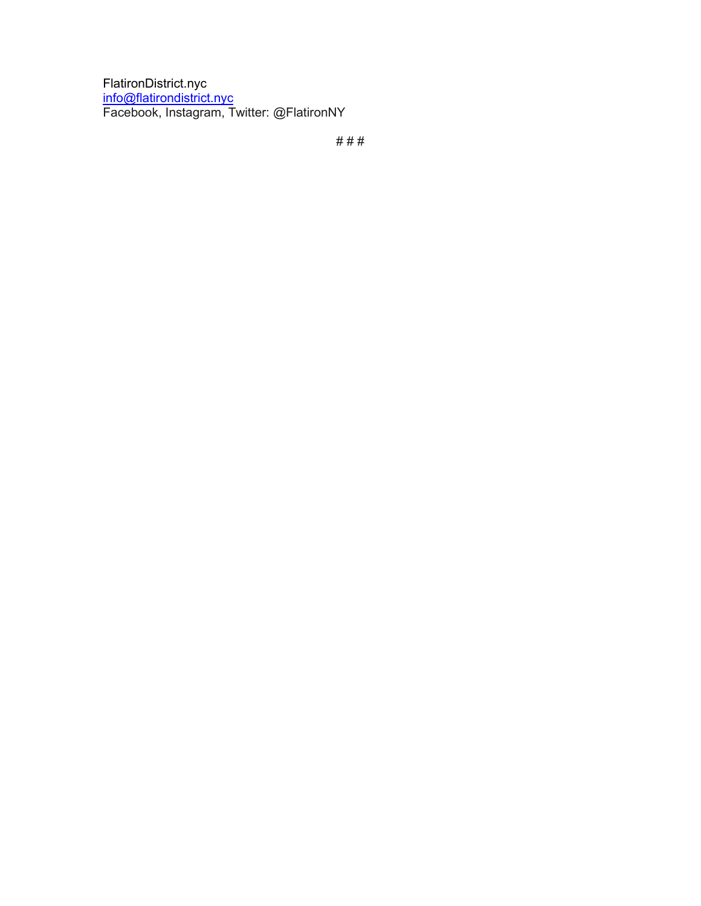FlatironDistrict.nyc
info@flatirondistrict.nyc
Facebook, Instagram, Twitter: @FlatironNY

# # #